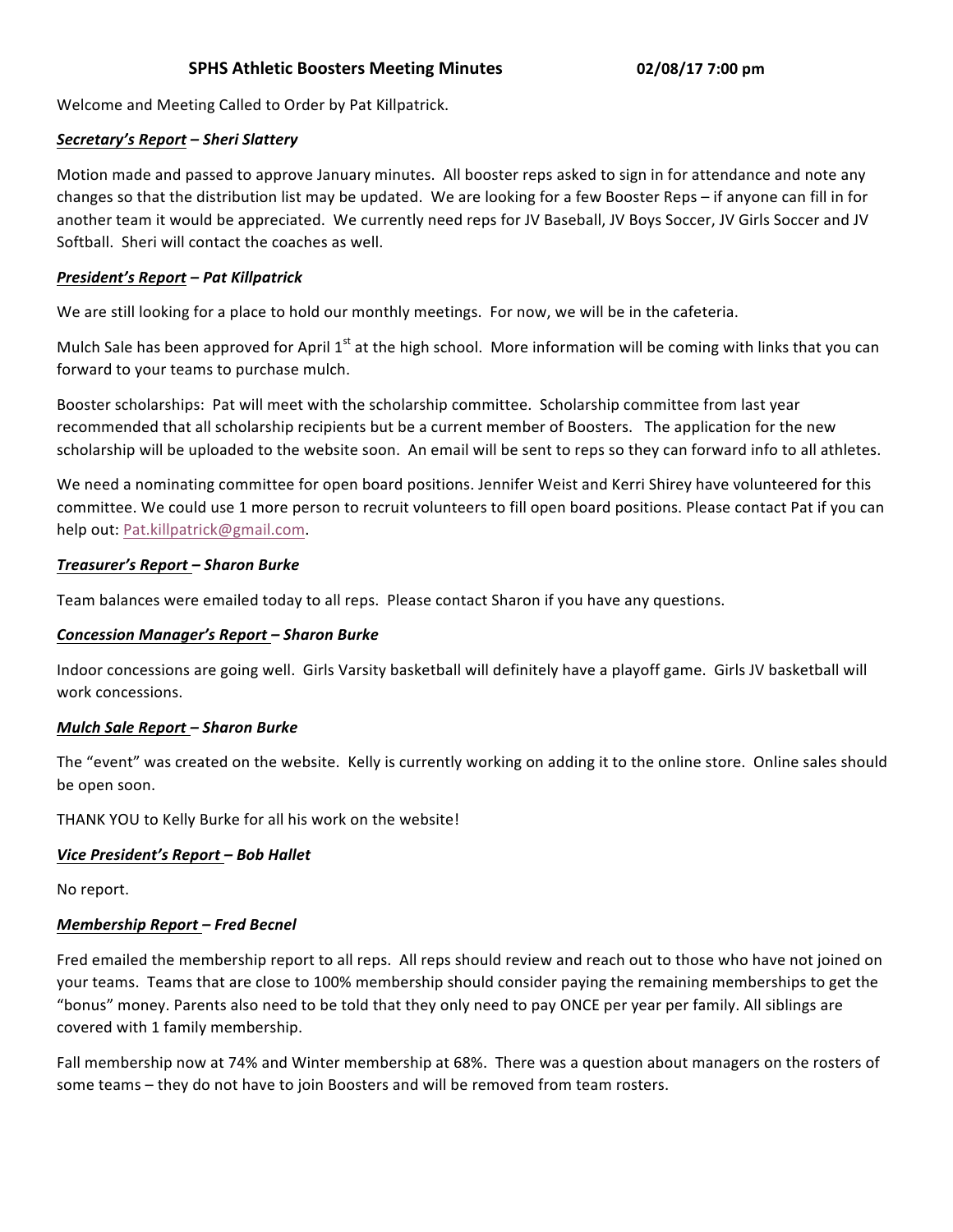# SPHS Athletic Boosters Meeting Minutes 02/08/17 7:00 pm

Welcome and Meeting Called to Order by Pat Killpatrick.

***Secretary's Report** – Sheri Slattery*

Motion made and passed to approve January minutes. All booster reps asked to sign in for attendance and note any changes so that the distribution list may be updated. We are looking for a few Booster Reps – if anyone can fill in for another team it would be appreciated. We currently need reps for JV Baseball, JV Boys Soccer, JV Girls Soccer and JV Softball. Sheri will contact the coaches as well.

***President's Report** – Pat Killpatrick*

We are still looking for a place to hold our monthly meetings. For now, we will be in the cafeteria.

Mulch Sale has been approved for April 1st at the high school. More information will be coming with links that you can forward to your teams to purchase mulch.

Booster scholarships: Pat will meet with the scholarship committee. Scholarship committee from last year recommended that all scholarship recipients but be a current member of Boosters. The application for the new scholarship will be uploaded to the website soon. An email will be sent to reps so they can forward info to all athletes.

We need a nominating committee for open board positions. Jennifer Weist and Kerri Shirey have volunteered for this committee. We could use 1 more person to recruit volunteers to fill open board positions. Please contact Pat if you can help out: Pat.killpatrick@gmail.com.

***Treasurer's Report** – Sharon Burke*

Team balances were emailed today to all reps. Please contact Sharon if you have any questions.

***Concession Manager's Report** – Sharon Burke*

Indoor concessions are going well. Girls Varsity basketball will definitely have a playoff game. Girls JV basketball will work concessions.

***Mulch Sale Report** – Sharon Burke*

The "event" was created on the website. Kelly is currently working on adding it to the online store. Online sales should be open soon.

THANK YOU to Kelly Burke for all his work on the website!

***Vice President's Report** – Bob Hallet*

No report.

***Membership Report** – Fred Becnel*

Fred emailed the membership report to all reps. All reps should review and reach out to those who have not joined on your teams. Teams that are close to 100% membership should consider paying the remaining memberships to get the "bonus" money. Parents also need to be told that they only need to pay ONCE per year per family. All siblings are covered with 1 family membership.

Fall membership now at 74% and Winter membership at 68%. There was a question about managers on the rosters of some teams – they do not have to join Boosters and will be removed from team rosters.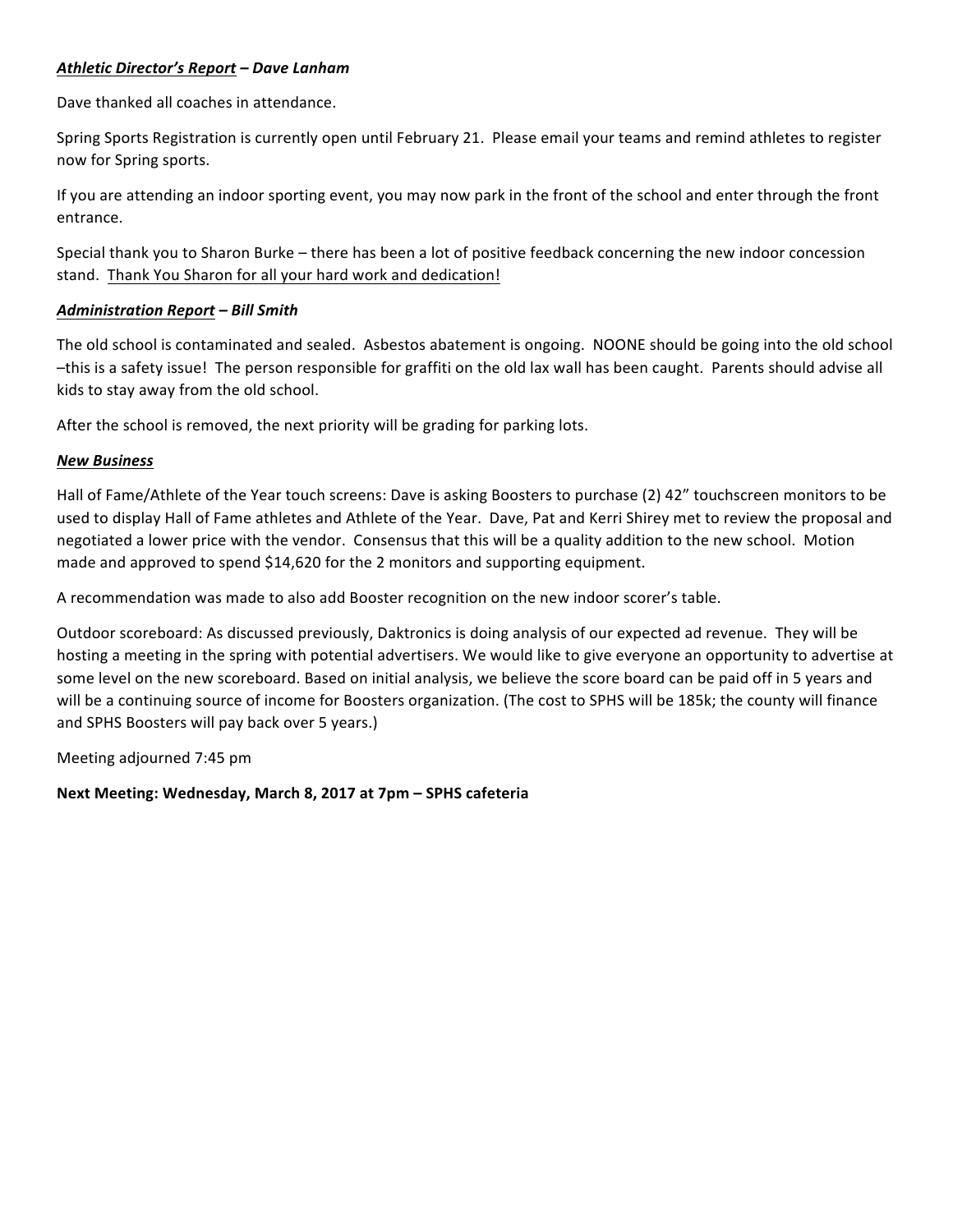***Athletic Director's Report** – **Dave Lanham***

Dave thanked all coaches in attendance.

Spring Sports Registration is currently open until February 21. Please email your teams and remind athletes to register now for Spring sports.

If you are attending an indoor sporting event, you may now park in the front of the school and enter through the front entrance.

Special thank you to Sharon Burke – there has been a lot of positive feedback concerning the new indoor concession stand. <u>Thank You Sharon for all your hard work and dedication!</u>

***Administration Report** – **Bill Smith***

The old school is contaminated and sealed. Asbestos abatement is ongoing. NOONE should be going into the old school –this is a safety issue! The person responsible for graffiti on the old lax wall has been caught. Parents should advise all kids to stay away from the old school.

After the school is removed, the next priority will be grading for parking lots.

***New Business***

Hall of Fame/Athlete of the Year touch screens: Dave is asking Boosters to purchase (2) 42" touchscreen monitors to be used to display Hall of Fame athletes and Athlete of the Year. Dave, Pat and Kerri Shirey met to review the proposal and negotiated a lower price with the vendor. Consensus that this will be a quality addition to the new school. Motion made and approved to spend $14,620 for the 2 monitors and supporting equipment.

A recommendation was made to also add Booster recognition on the new indoor scorer's table.

Outdoor scoreboard: As discussed previously, Daktronics is doing analysis of our expected ad revenue. They will be hosting a meeting in the spring with potential advertisers. We would like to give everyone an opportunity to advertise at some level on the new scoreboard. Based on initial analysis, we believe the score board can be paid off in 5 years and will be a continuing source of income for Boosters organization. (The cost to SPHS will be 185k; the county will finance and SPHS Boosters will pay back over 5 years.)

Meeting adjourned 7:45 pm

**Next Meeting: Wednesday, March 8, 2017 at 7pm – SPHS cafeteria**